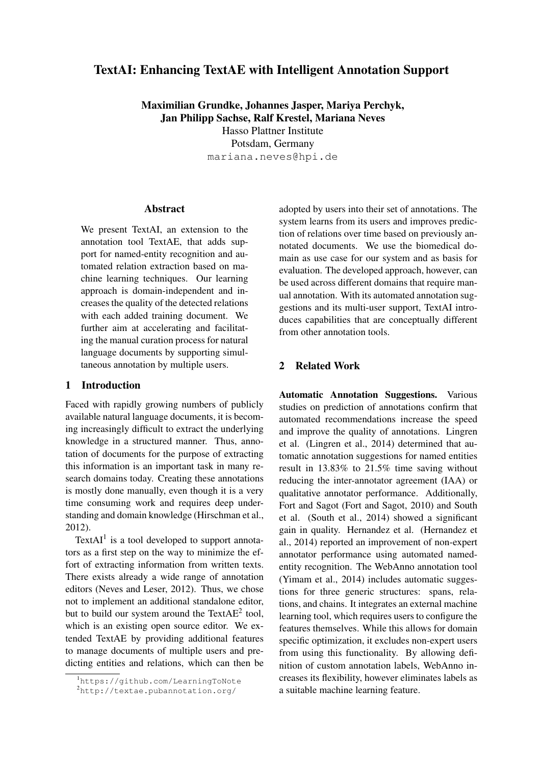# TextAI: Enhancing TextAE with Intelligent Annotation Support

**Maximilian Grundke, Johannes Jasper, Mariya Perchyk, Jan Philipp Sachse, Ralf Krestel, Mariana Neves**
Hasso Plattner Institute
Potsdam, Germany
mariana.neves@hpi.de

## Abstract

We present TextAI, an extension to the annotation tool TextAE, that adds support for named-entity recognition and automated relation extraction based on machine learning techniques. Our learning approach is domain-independent and increases the quality of the detected relations with each added training document. We further aim at accelerating and facilitating the manual curation process for natural language documents by supporting simultaneous annotation by multiple users.

## 1 Introduction

Faced with rapidly growing numbers of publicly available natural language documents, it is becoming increasingly difficult to extract the underlying knowledge in a structured manner. Thus, annotation of documents for the purpose of extracting this information is an important task in many research domains today. Creating these annotations is mostly done manually, even though it is a very time consuming work and requires deep understanding and domain knowledge (Hirschman et al., 2012).

TextAI[1] is a tool developed to support annotators as a first step on the way to minimize the effort of extracting information from written texts. There exists already a wide range of annotation editors (Neves and Leser, 2012). Thus, we chose not to implement an additional standalone editor, but to build our system around the TextAE[2] tool, which is an existing open source editor. We extended TextAE by providing additional features to manage documents of multiple users and predicting entities and relations, which can then be adopted by users into their set of annotations. The system learns from its users and improves prediction of relations over time based on previously annotated documents. We use the biomedical domain as use case for our system and as basis for evaluation. The developed approach, however, can be used across different domains that require manual annotation. With its automated annotation suggestions and its multi-user support, TextAI introduces capabilities that are conceptually different from other annotation tools.

## 2 Related Work

**Automatic Annotation Suggestions.** Various studies on prediction of annotations confirm that automated recommendations increase the speed and improve the quality of annotations. Lingren et al. (Lingren et al., 2014) determined that automatic annotation suggestions for named entities result in 13.83% to 21.5% time saving without reducing the inter-annotator agreement (IAA) or qualitative annotator performance. Additionally, Fort and Sagot (Fort and Sagot, 2010) and South et al. (South et al., 2014) showed a significant gain in quality. Hernandez et al. (Hernandez et al., 2014) reported an improvement of non-expert annotator performance using automated named-entity recognition. The WebAnno annotation tool (Yimam et al., 2014) includes automatic suggestions for three generic structures: spans, relations, and chains. It integrates an external machine learning tool, which requires users to configure the features themselves. While this allows for domain specific optimization, it excludes non-expert users from using this functionality. By allowing definition of custom annotation labels, WebAnno increases its flexibility, however eliminates labels as a suitable machine learning feature.

[1] https://github.com/LearningToNote
[2] http://textae.pubannotation.org/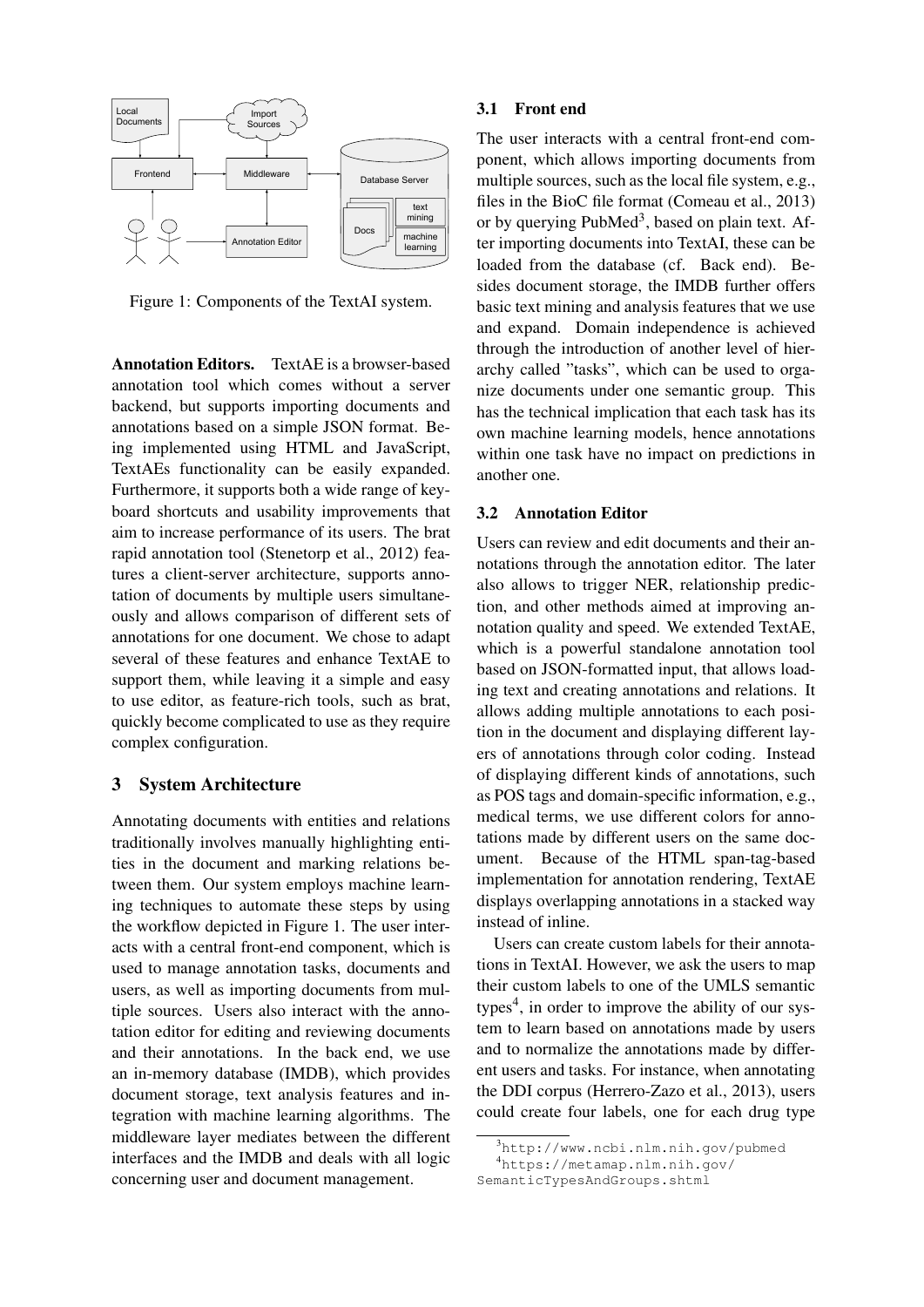Figure 1: Components of the TextAI system.

**Annotation Editors.** TextAE is a browser-based annotation tool which comes without a server backend, but supports importing documents and annotations based on a simple JSON format. Being implemented using HTML and JavaScript, TextAEs functionality can be easily expanded. Furthermore, it supports both a wide range of keyboard shortcuts and usability improvements that aim to increase performance of its users. The brat rapid annotation tool (Stenetorp et al., 2012) features a client-server architecture, supports annotation of documents by multiple users simultaneously and allows comparison of different sets of annotations for one document. We chose to adapt several of these features and enhance TextAE to support them, while leaving it a simple and easy to use editor, as feature-rich tools, such as brat, quickly become complicated to use as they require complex configuration.

## 3 System Architecture

Annotating documents with entities and relations traditionally involves manually highlighting entities in the document and marking relations between them. Our system employs machine learning techniques to automate these steps by using the workflow depicted in Figure 1. The user interacts with a central front-end component, which is used to manage annotation tasks, documents and users, as well as importing documents from multiple sources. Users also interact with the annotation editor for editing and reviewing documents and their annotations. In the back end, we use an in-memory database (IMDB), which provides document storage, text analysis features and integration with machine learning algorithms. The middleware layer mediates between the different interfaces and the IMDB and deals with all logic concerning user and document management.

### 3.1 Front end

The user interacts with a central front-end component, which allows importing documents from multiple sources, such as the local file system, e.g., files in the BioC file format (Comeau et al., 2013) or by querying PubMed[3], based on plain text. After importing documents into TextAI, these can be loaded from the database (cf. Back end). Besides document storage, the IMDB further offers basic text mining and analysis features that we use and expand. Domain independence is achieved through the introduction of another level of hierarchy called "tasks", which can be used to organize documents under one semantic group. This has the technical implication that each task has its own machine learning models, hence annotations within one task have no impact on predictions in another one.

### 3.2 Annotation Editor

Users can review and edit documents and their annotations through the annotation editor. The later also allows to trigger NER, relationship prediction, and other methods aimed at improving annotation quality and speed. We extended TextAE, which is a powerful standalone annotation tool based on JSON-formatted input, that allows loading text and creating annotations and relations. It allows adding multiple annotations to each position in the document and displaying different layers of annotations through color coding. Instead of displaying different kinds of annotations, such as POS tags and domain-specific information, e.g., medical terms, we use different colors for annotations made by different users on the same document. Because of the HTML span-tag-based implementation for annotation rendering, TextAE displays overlapping annotations in a stacked way instead of inline.

Users can create custom labels for their annotations in TextAI. However, we ask the users to map their custom labels to one of the UMLS semantic types[4], in order to improve the ability of our system to learn based on annotations made by users and to normalize the annotations made by different users and tasks. For instance, when annotating the DDI corpus (Herrero-Zazo et al., 2013), users could create four labels, one for each drug type

[3] http://www.ncbi.nlm.nih.gov/pubmed

[4] https://metamap.nlm.nih.gov/SemanticTypesAndGroups.shtml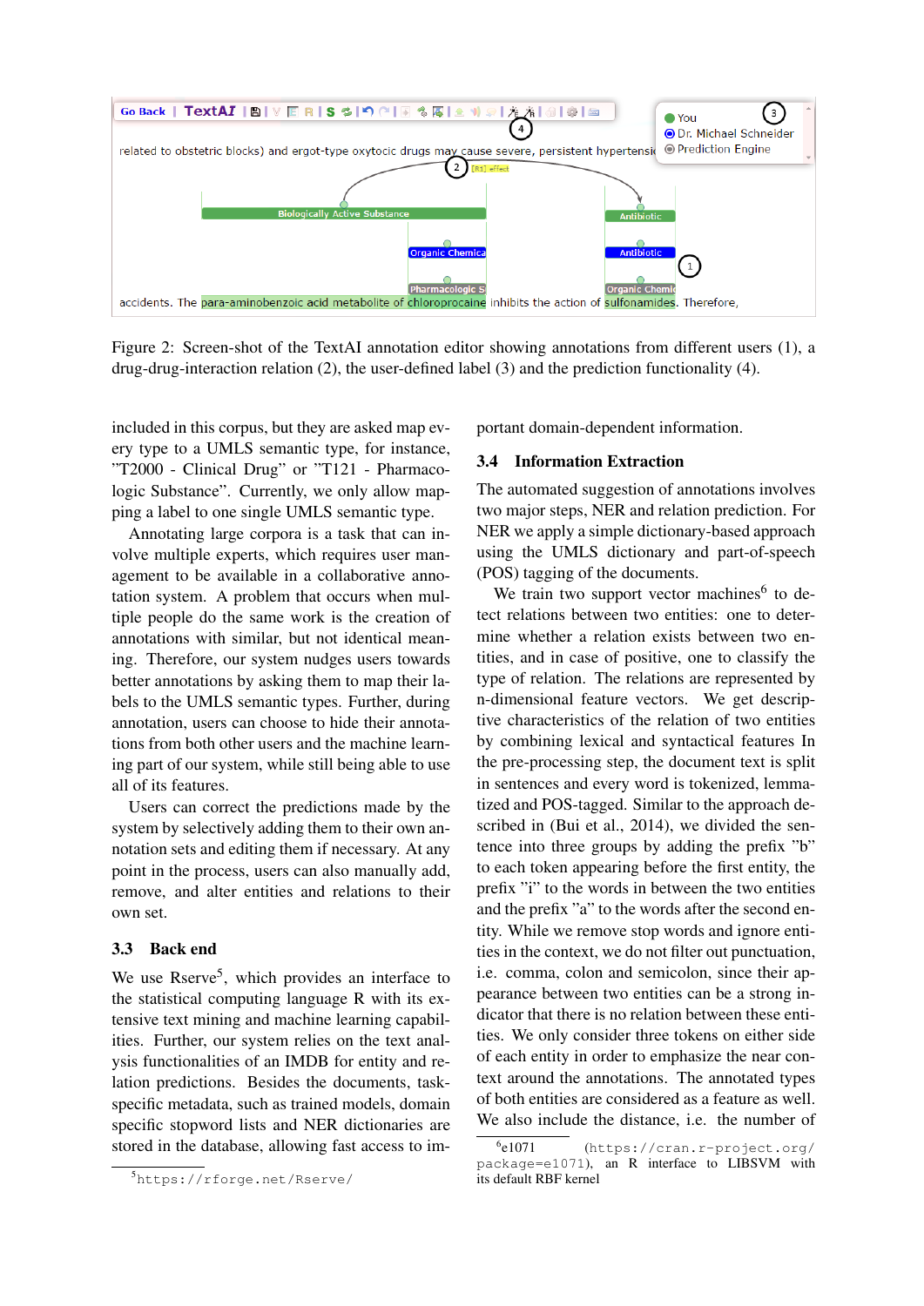Figure 2: Screen-shot of the TextAI annotation editor showing annotations from different users (1), a drug-drug-interaction relation (2), the user-defined label (3) and the prediction functionality (4).

included in this corpus, but they are asked map every type to a UMLS semantic type, for instance, "T2000 - Clinical Drug" or "T121 - Pharmacologic Substance". Currently, we only allow mapping a label to one single UMLS semantic type.

Annotating large corpora is a task that can involve multiple experts, which requires user management to be available in a collaborative annotation system. A problem that occurs when multiple people do the same work is the creation of annotations with similar, but not identical meaning. Therefore, our system nudges users towards better annotations by asking them to map their labels to the UMLS semantic types. Further, during annotation, users can choose to hide their annotations from both other users and the machine learning part of our system, while still being able to use all of its features.

Users can correct the predictions made by the system by selectively adding them to their own annotation sets and editing them if necessary. At any point in the process, users can also manually add, remove, and alter entities and relations to their own set.

### 3.3 Back end

We use Rserve[5], which provides an interface to the statistical computing language R with its extensive text mining and machine learning capabilities. Further, our system relies on the text analysis functionalities of an IMDB for entity and relation predictions. Besides the documents, task-specific metadata, such as trained models, domain specific stopword lists and NER dictionaries are stored in the database, allowing fast access to important domain-dependent information.

### 3.4 Information Extraction

The automated suggestion of annotations involves two major steps, NER and relation prediction. For NER we apply a simple dictionary-based approach using the UMLS dictionary and part-of-speech (POS) tagging of the documents.

We train two support vector machines[6] to detect relations between two entities: one to determine whether a relation exists between two entities, and in case of positive, one to classify the type of relation. The relations are represented by n-dimensional feature vectors. We get descriptive characteristics of the relation of two entities by combining lexical and syntactical features In the pre-processing step, the document text is split in sentences and every word is tokenized, lemmatized and POS-tagged. Similar to the approach described in (Bui et al., 2014), we divided the sentence into three groups by adding the prefix "b" to each token appearing before the first entity, the prefix "i" to the words in between the two entities and the prefix "a" to the words after the second entity. While we remove stop words and ignore entities in the context, we do not filter out punctuation, i.e. comma, colon and semicolon, since their appearance between two entities can be a strong indicator that there is no relation between these entities. We only consider three tokens on either side of each entity in order to emphasize the near context around the annotations. The annotated types of both entities are considered as a feature as well. We also include the distance, i.e. the number of

[5]https://rforge.net/Rserve/

[6]e1071 (https://cran.r-project.org/package=e1071), an R interface to LIBSVM with its default RBF kernel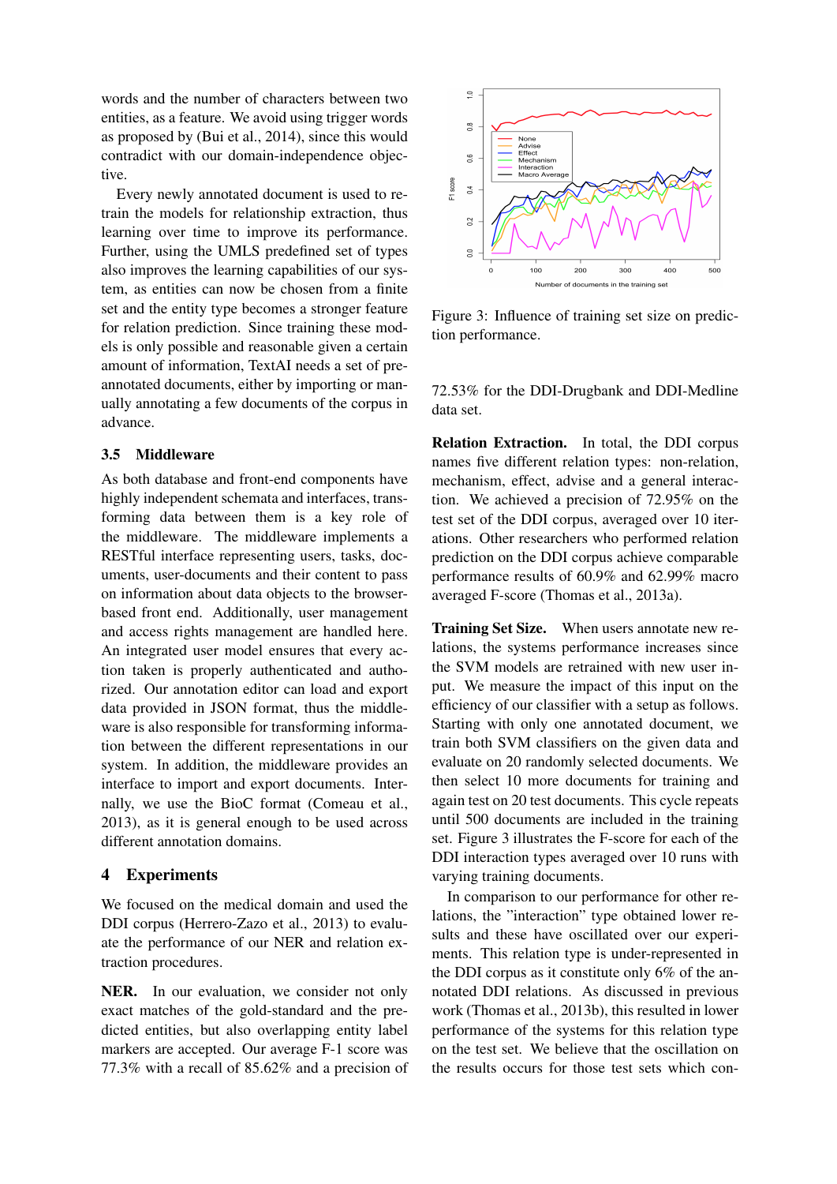words and the number of characters between two entities, as a feature. We avoid using trigger words as proposed by (Bui et al., 2014), since this would contradict with our domain-independence objective.

Every newly annotated document is used to retrain the models for relationship extraction, thus learning over time to improve its performance. Further, using the UMLS predefined set of types also improves the learning capabilities of our system, as entities can now be chosen from a finite set and the entity type becomes a stronger feature for relation prediction. Since training these models is only possible and reasonable given a certain amount of information, TextAI needs a set of pre-annotated documents, either by importing or manually annotating a few documents of the corpus in advance.

### 3.5 Middleware

As both database and front-end components have highly independent schemata and interfaces, transforming data between them is a key role of the middleware. The middleware implements a RESTful interface representing users, tasks, documents, user-documents and their content to pass on information about data objects to the browser-based front end. Additionally, user management and access rights management are handled here. An integrated user model ensures that every action taken is properly authenticated and authorized. Our annotation editor can load and export data provided in JSON format, thus the middleware is also responsible for transforming information between the different representations in our system. In addition, the middleware provides an interface to import and export documents. Internally, we use the BioC format (Comeau et al., 2013), as it is general enough to be used across different annotation domains.

## 4 Experiments

We focused on the medical domain and used the DDI corpus (Herrero-Zazo et al., 2013) to evaluate the performance of our NER and relation extraction procedures.

**NER.** In our evaluation, we consider not only exact matches of the gold-standard and the predicted entities, but also overlapping entity label markers are accepted. Our average F-1 score was 77.3% with a recall of 85.62% and a precision of 72.53% for the DDI-Drugbank and DDI-Medline data set.

Figure 3: Influence of training set size on prediction performance.

**Relation Extraction.** In total, the DDI corpus names five different relation types: non-relation, mechanism, effect, advise and a general interaction. We achieved a precision of 72.95% on the test set of the DDI corpus, averaged over 10 iterations. Other researchers who performed relation prediction on the DDI corpus achieve comparable performance results of 60.9% and 62.99% macro averaged F-score (Thomas et al., 2013a).

**Training Set Size.** When users annotate new relations, the systems performance increases since the SVM models are retrained with new user input. We measure the impact of this input on the efficiency of our classifier with a setup as follows. Starting with only one annotated document, we train both SVM classifiers on the given data and evaluate on 20 randomly selected documents. We then select 10 more documents for training and again test on 20 test documents. This cycle repeats until 500 documents are included in the training set. Figure 3 illustrates the F-score for each of the DDI interaction types averaged over 10 runs with varying training documents.

In comparison to our performance for other relations, the "interaction" type obtained lower results and these have oscillated over our experiments. This relation type is under-represented in the DDI corpus as it constitute only 6% of the annotated DDI relations. As discussed in previous work (Thomas et al., 2013b), this resulted in lower performance of the systems for this relation type on the test set. We believe that the oscillation on the results occurs for those test sets which con-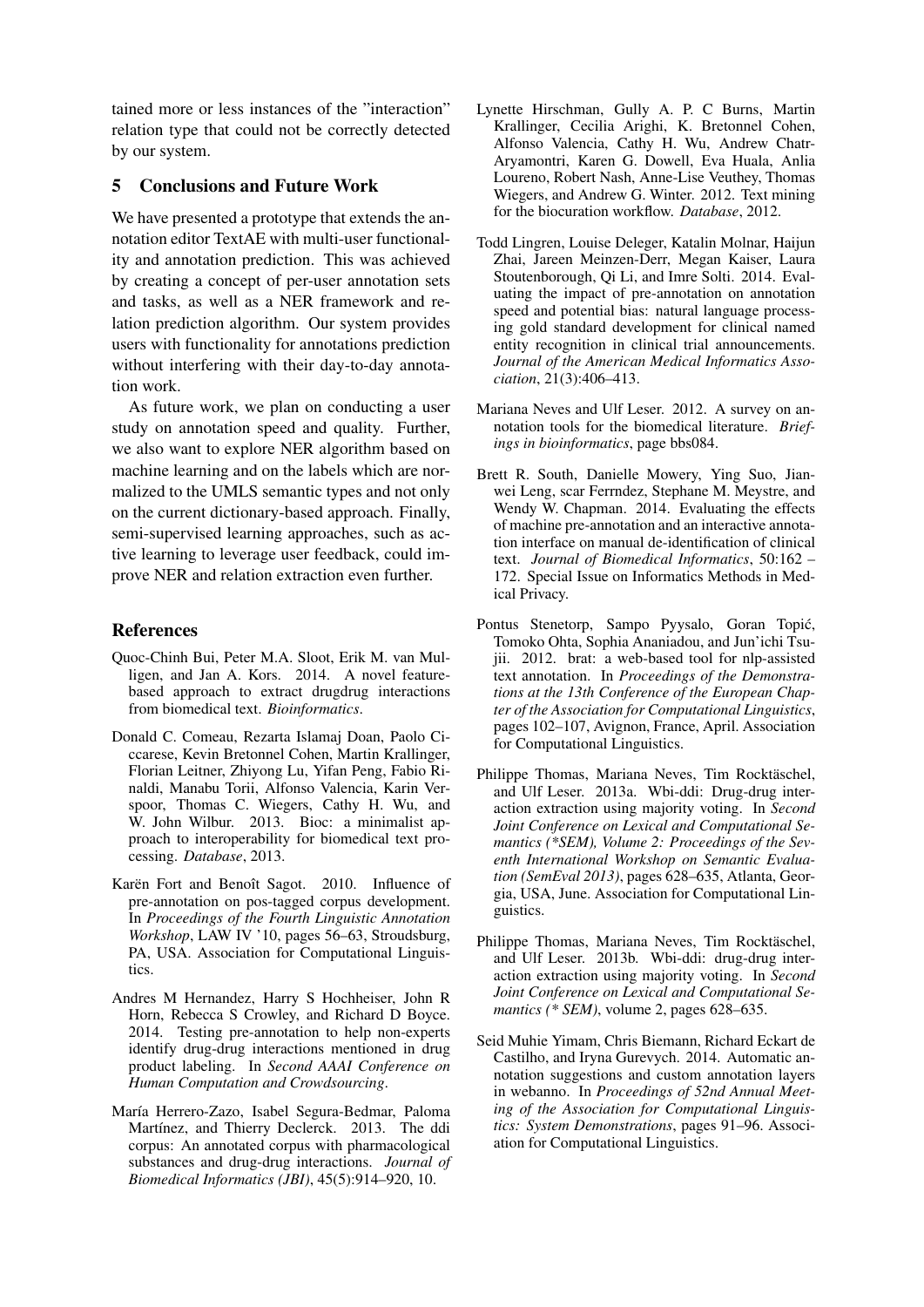tained more or less instances of the "interaction" relation type that could not be correctly detected by our system.

## 5 Conclusions and Future Work

We have presented a prototype that extends the annotation editor TextAE with multi-user functionality and annotation prediction. This was achieved by creating a concept of per-user annotation sets and tasks, as well as a NER framework and relation prediction algorithm. Our system provides users with functionality for annotations prediction without interfering with their day-to-day annotation work.

As future work, we plan on conducting a user study on annotation speed and quality. Further, we also want to explore NER algorithm based on machine learning and on the labels which are normalized to the UMLS semantic types and not only on the current dictionary-based approach. Finally, semi-supervised learning approaches, such as active learning to leverage user feedback, could improve NER and relation extraction even further.

## References

Quoc-Chinh Bui, Peter M.A. Sloot, Erik M. van Mulligen, and Jan A. Kors. 2014. A novel feature-based approach to extract drugdrug interactions from biomedical text. *Bioinformatics*.

Donald C. Comeau, Rezarta Islamaj Doan, Paolo Ciccarese, Kevin Bretonnel Cohen, Martin Krallinger, Florian Leitner, Zhiyong Lu, Yifan Peng, Fabio Rinaldi, Manabu Torii, Alfonso Valencia, Karin Verspoor, Thomas C. Wiegers, Cathy H. Wu, and W. John Wilbur. 2013. Bioc: a minimalist approach to interoperability for biomedical text processing. *Database*, 2013.

Karën Fort and Benoît Sagot. 2010. Influence of pre-annotation on pos-tagged corpus development. In *Proceedings of the Fourth Linguistic Annotation Workshop*, LAW IV '10, pages 56–63, Stroudsburg, PA, USA. Association for Computational Linguistics.

Andres M Hernandez, Harry S Hochheiser, John R Horn, Rebecca S Crowley, and Richard D Boyce. 2014. Testing pre-annotation to help non-experts identify drug-drug interactions mentioned in drug product labeling. In *Second AAAI Conference on Human Computation and Crowdsourcing*.

María Herrero-Zazo, Isabel Segura-Bedmar, Paloma Martínez, and Thierry Declerck. 2013. The ddi corpus: An annotated corpus with pharmacological substances and drug-drug interactions. *Journal of Biomedical Informatics (JBI)*, 45(5):914–920, 10.

Lynette Hirschman, Gully A. P. C Burns, Martin Krallinger, Cecilia Arighi, K. Bretonnel Cohen, Alfonso Valencia, Cathy H. Wu, Andrew Chatr-Aryamontri, Karen G. Dowell, Eva Huala, Anlia Loureno, Robert Nash, Anne-Lise Veuthey, Thomas Wiegers, and Andrew G. Winter. 2012. Text mining for the biocuration workflow. *Database*, 2012.

Todd Lingren, Louise Deleger, Katalin Molnar, Haijun Zhai, Jareen Meinzen-Derr, Megan Kaiser, Laura Stoutenborough, Qi Li, and Imre Solti. 2014. Evaluating the impact of pre-annotation on annotation speed and potential bias: natural language processing gold standard development for clinical named entity recognition in clinical trial announcements. *Journal of the American Medical Informatics Association*, 21(3):406–413.

Mariana Neves and Ulf Leser. 2012. A survey on annotation tools for the biomedical literature. *Briefings in bioinformatics*, page bbs084.

Brett R. South, Danielle Mowery, Ying Suo, Jianwei Leng, scar Ferrndez, Stephane M. Meystre, and Wendy W. Chapman. 2014. Evaluating the effects of machine pre-annotation and an interactive annotation interface on manual de-identification of clinical text. *Journal of Biomedical Informatics*, 50:162 – 172. Special Issue on Informatics Methods in Medical Privacy.

Pontus Stenetorp, Sampo Pyysalo, Goran Topić, Tomoko Ohta, Sophia Ananiadou, and Jun'ichi Tsujii. 2012. brat: a web-based tool for nlp-assisted text annotation. In *Proceedings of the Demonstrations at the 13th Conference of the European Chapter of the Association for Computational Linguistics*, pages 102–107, Avignon, France, April. Association for Computational Linguistics.

Philippe Thomas, Mariana Neves, Tim Rocktäschel, and Ulf Leser. 2013a. Wbi-ddi: Drug-drug interaction extraction using majority voting. In *Second Joint Conference on Lexical and Computational Semantics (*SEM), Volume 2: Proceedings of the Seventh International Workshop on Semantic Evaluation (SemEval 2013)*, pages 628–635, Atlanta, Georgia, USA, June. Association for Computational Linguistics.

Philippe Thomas, Mariana Neves, Tim Rocktäschel, and Ulf Leser. 2013b. Wbi-ddi: drug-drug interaction extraction using majority voting. In *Second Joint Conference on Lexical and Computational Semantics (* SEM)*, volume 2, pages 628–635.

Seid Muhie Yimam, Chris Biemann, Richard Eckart de Castilho, and Iryna Gurevych. 2014. Automatic annotation suggestions and custom annotation layers in webanno. In *Proceedings of 52nd Annual Meeting of the Association for Computational Linguistics: System Demonstrations*, pages 91–96. Association for Computational Linguistics.